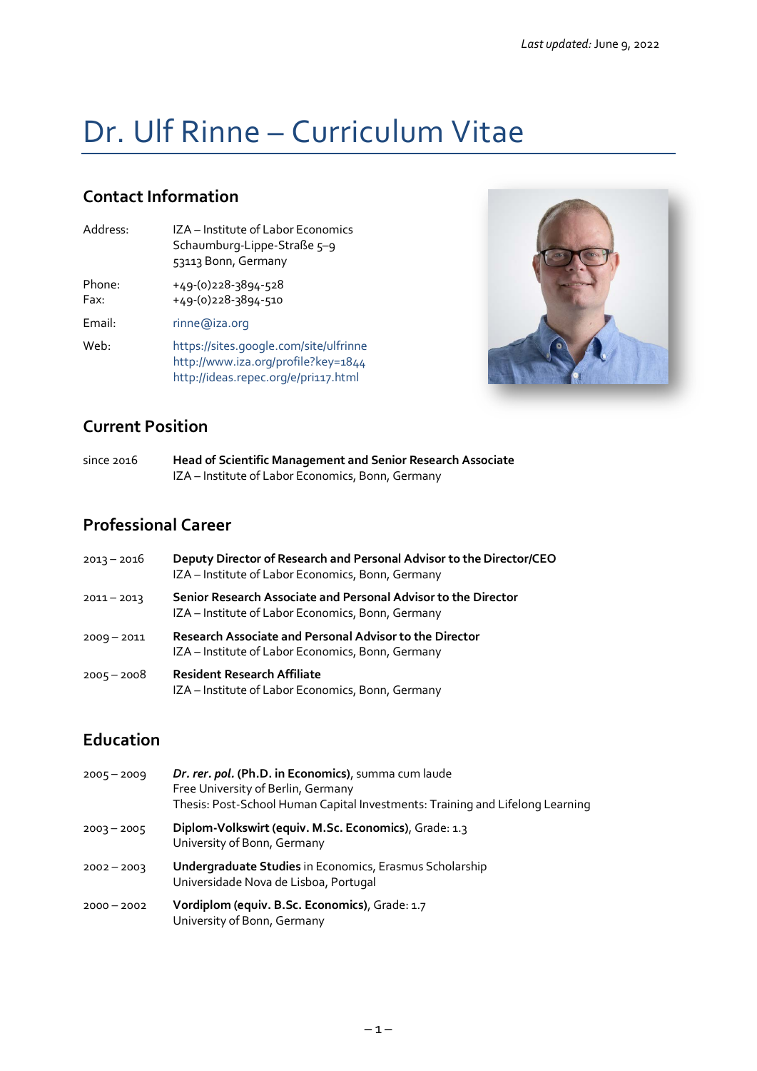*Last updated:* June 9, 2022

# Dr. Ulf Rinne – Curriculum Vitae

## Contact Information

| | |
|---|---|
| Address: | IZA – Institute of Labor Economics<br>Schaumburg-Lippe-Straße 5–9<br>53113 Bonn, Germany |
| Phone:<br>Fax: | +49-(0)228-3894-528<br>+49-(0)228-3894-510 |
| Email: | rinne@iza.org |
| Web: | https://sites.google.com/site/ulfrinne<br>http://www.iza.org/profile?key=1844<br>http://ideas.repec.org/e/pri117.html |

## Current Position

| | |
|---|---|
| since 2016 | **Head of Scientific Management and Senior Research Associate**<br>IZA – Institute of Labor Economics, Bonn, Germany |

## Professional Career

| | |
|---|---|
| 2013 – 2016 | **Deputy Director of Research and Personal Advisor to the Director/CEO**<br>IZA – Institute of Labor Economics, Bonn, Germany |
| 2011 – 2013 | **Senior Research Associate and Personal Advisor to the Director**<br>IZA – Institute of Labor Economics, Bonn, Germany |
| 2009 – 2011 | **Research Associate and Personal Advisor to the Director**<br>IZA – Institute of Labor Economics, Bonn, Germany |
| 2005 – 2008 | **Resident Research Affiliate**<br>IZA – Institute of Labor Economics, Bonn, Germany |

## Education

| | |
|---|---|
| 2005 – 2009 | ***Dr. rer. pol.* (Ph.D. in Economics)**, summa cum laude<br>Free University of Berlin, Germany<br>Thesis: Post-School Human Capital Investments: Training and Lifelong Learning |
| 2003 – 2005 | **Diplom-Volkswirt (equiv. M.Sc. Economics)**, Grade: 1.3<br>University of Bonn, Germany |
| 2002 – 2003 | **Undergraduate Studies** in Economics, Erasmus Scholarship<br>Universidade Nova de Lisboa, Portugal |
| 2000 – 2002 | **Vordiplom (equiv. B.Sc. Economics)**, Grade: 1.7<br>University of Bonn, Germany |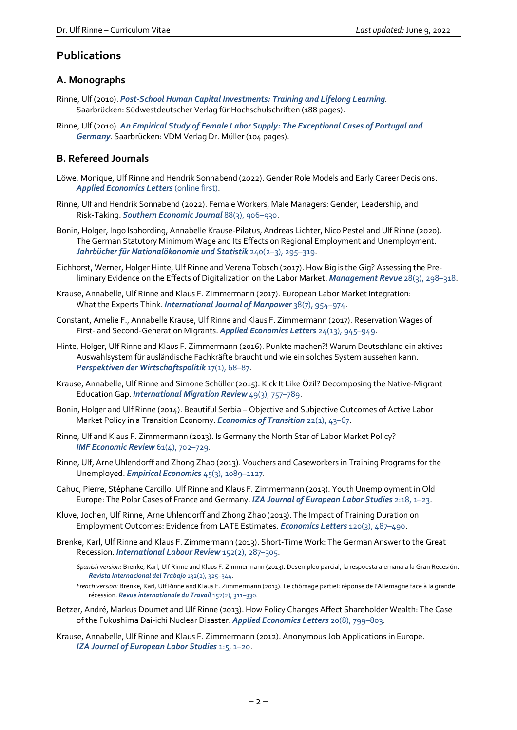## Publications

### A. Monographs

Rinne, Ulf (2010). ***Post-School Human Capital Investments: Training and Lifelong Learning***. Saarbrücken: Südwestdeutscher Verlag für Hochschulschriften (188 pages).

Rinne, Ulf (2010). ***An Empirical Study of Female Labor Supply: The Exceptional Cases of Portugal and Germany***. Saarbrücken: VDM Verlag Dr. Müller (104 pages).

### B. Refereed Journals

Löwe, Monique, Ulf Rinne and Hendrik Sonnabend (2022). Gender Role Models and Early Career Decisions. ***Applied Economics Letters*** (online first).

Rinne, Ulf and Hendrik Sonnabend (2022). Female Workers, Male Managers: Gender, Leadership, and Risk-Taking. ***Southern Economic Journal*** 88(3), 906–930.

Bonin, Holger, Ingo Isphording, Annabelle Krause-Pilatus, Andreas Lichter, Nico Pestel and Ulf Rinne (2020). The German Statutory Minimum Wage and Its Effects on Regional Employment and Unemployment. ***Jahrbücher für Nationalökonomie und Statistik*** 240(2–3), 295–319.

Eichhorst, Werner, Holger Hinte, Ulf Rinne and Verena Tobsch (2017). How Big is the Gig? Assessing the Preliminary Evidence on the Effects of Digitalization on the Labor Market. ***Management Revue*** 28(3), 298–318.

Krause, Annabelle, Ulf Rinne and Klaus F. Zimmermann (2017). European Labor Market Integration: What the Experts Think. ***International Journal of Manpower*** 38(7), 954–974.

Constant, Amelie F., Annabelle Krause, Ulf Rinne and Klaus F. Zimmermann (2017). Reservation Wages of First- and Second-Generation Migrants. ***Applied Economics Letters*** 24(13), 945–949.

Hinte, Holger, Ulf Rinne and Klaus F. Zimmermann (2016). Punkte machen?! Warum Deutschland ein aktives Auswahlsystem für ausländische Fachkräfte braucht und wie ein solches System aussehen kann. ***Perspektiven der Wirtschaftspolitik*** 17(1), 68–87.

Krause, Annabelle, Ulf Rinne and Simone Schüller (2015). Kick It Like Özil? Decomposing the Native-Migrant Education Gap. ***International Migration Review*** 49(3), 757–789.

Bonin, Holger and Ulf Rinne (2014). Beautiful Serbia – Objective and Subjective Outcomes of Active Labor Market Policy in a Transition Economy. ***Economics of Transition*** 22(1), 43–67.

Rinne, Ulf and Klaus F. Zimmermann (2013). Is Germany the North Star of Labor Market Policy? ***IMF Economic Review*** 61(4), 702–729.

Rinne, Ulf, Arne Uhlendorff and Zhong Zhao (2013). Vouchers and Caseworkers in Training Programs for the Unemployed. ***Empirical Economics*** 45(3), 1089–1127.

Cahuc, Pierre, Stéphane Carcillo, Ulf Rinne and Klaus F. Zimmermann (2013). Youth Unemployment in Old Europe: The Polar Cases of France and Germany. ***IZA Journal of European Labor Studies*** 2:18, 1–23.

Kluve, Jochen, Ulf Rinne, Arne Uhlendorff and Zhong Zhao (2013). The Impact of Training Duration on Employment Outcomes: Evidence from LATE Estimates. ***Economics Letters*** 120(3), 487–490.

Brenke, Karl, Ulf Rinne and Klaus F. Zimmermann (2013). Short-Time Work: The German Answer to the Great Recession. ***International Labour Review*** 152(2), 287–305.

*Spanish version:* Brenke, Karl, Ulf Rinne and Klaus F. Zimmermann (2013). Desempleo parcial, la respuesta alemana a la Gran Recesión. ***Revista Internacional del Trabajo*** 132(2), 325–344.

*French version:* Brenke, Karl, Ulf Rinne and Klaus F. Zimmermann (2013). Le chômage partiel: réponse de l'Allemagne face à la grande récession. ***Revue internationale du Travail*** 152(2), 311–330.

Betzer, André, Markus Doumet and Ulf Rinne (2013). How Policy Changes Affect Shareholder Wealth: The Case of the Fukushima Dai-ichi Nuclear Disaster. ***Applied Economics Letters*** 20(8), 799–803.

Krause, Annabelle, Ulf Rinne and Klaus F. Zimmermann (2012). Anonymous Job Applications in Europe. ***IZA Journal of European Labor Studies*** 1:5, 1–20.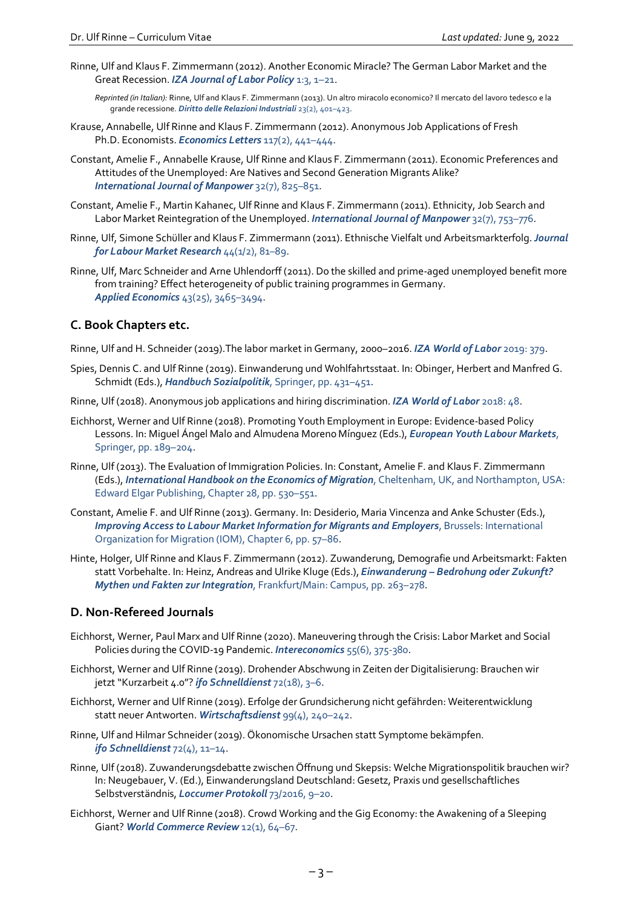Rinne, Ulf and Klaus F. Zimmermann (2012). Another Economic Miracle? The German Labor Market and the Great Recession. ***IZA Journal of Labor Policy*** 1:3, 1–21.

*Reprinted (in Italian):* Rinne, Ulf and Klaus F. Zimmermann (2013). Un altro miracolo economico? Il mercato del lavoro tedesco e la grande recessione. ***Diritto delle Relazioni Industriali*** 23(2), 401–423.

Krause, Annabelle, Ulf Rinne and Klaus F. Zimmermann (2012). Anonymous Job Applications of Fresh Ph.D. Economists. ***Economics Letters*** 117(2), 441–444.

Constant, Amelie F., Annabelle Krause, Ulf Rinne and Klaus F. Zimmermann (2011). Economic Preferences and Attitudes of the Unemployed: Are Natives and Second Generation Migrants Alike? ***International Journal of Manpower*** 32(7), 825–851.

Constant, Amelie F., Martin Kahanec, Ulf Rinne and Klaus F. Zimmermann (2011). Ethnicity, Job Search and Labor Market Reintegration of the Unemployed. ***International Journal of Manpower*** 32(7), 753–776.

Rinne, Ulf, Simone Schüller and Klaus F. Zimmermann (2011). Ethnische Vielfalt und Arbeitsmarkterfolg. ***Journal for Labour Market Research*** 44(1/2), 81–89.

Rinne, Ulf, Marc Schneider and Arne Uhlendorff (2011). Do the skilled and prime-aged unemployed benefit more from training? Effect heterogeneity of public training programmes in Germany. ***Applied Economics*** 43(25), 3465–3494.

## C. Book Chapters etc.

Rinne, Ulf and H. Schneider (2019).The labor market in Germany, 2000–2016. ***IZA World of Labor*** 2019: 379.

Spies, Dennis C. and Ulf Rinne (2019). Einwanderung und Wohlfahrtsstaat. In: Obinger, Herbert and Manfred G. Schmidt (Eds.), ***Handbuch Sozialpolitik***, Springer, pp. 431–451.

Rinne, Ulf (2018). Anonymous job applications and hiring discrimination. ***IZA World of Labor*** 2018: 48.

Eichhorst, Werner and Ulf Rinne (2018). Promoting Youth Employment in Europe: Evidence-based Policy Lessons. In: Miguel Ángel Malo and Almudena Moreno Mínguez (Eds.), ***European Youth Labour Markets***, Springer, pp. 189–204.

Rinne, Ulf (2013). The Evaluation of Immigration Policies. In: Constant, Amelie F. and Klaus F. Zimmermann (Eds.), ***International Handbook on the Economics of Migration***, Cheltenham, UK, and Northampton, USA: Edward Elgar Publishing, Chapter 28, pp. 530–551.

Constant, Amelie F. and Ulf Rinne (2013). Germany. In: Desiderio, Maria Vincenza and Anke Schuster (Eds.), ***Improving Access to Labour Market Information for Migrants and Employers***, Brussels: International Organization for Migration (IOM), Chapter 6, pp. 57–86.

Hinte, Holger, Ulf Rinne and Klaus F. Zimmermann (2012). Zuwanderung, Demografie und Arbeitsmarkt: Fakten statt Vorbehalte. In: Heinz, Andreas and Ulrike Kluge (Eds.), ***Einwanderung – Bedrohung oder Zukunft? Mythen und Fakten zur Integration***, Frankfurt/Main: Campus, pp. 263–278.

## D. Non-Refereed Journals

Eichhorst, Werner, Paul Marx and Ulf Rinne (2020). Maneuvering through the Crisis: Labor Market and Social Policies during the COVID-19 Pandemic. ***Intereconomics*** 55(6), 375-380.

Eichhorst, Werner and Ulf Rinne (2019). Drohender Abschwung in Zeiten der Digitalisierung: Brauchen wir jetzt "Kurzarbeit 4.0"? ***ifo Schnelldienst*** 72(18), 3–6.

Eichhorst, Werner and Ulf Rinne (2019). Erfolge der Grundsicherung nicht gefährden: Weiterentwicklung statt neuer Antworten. ***Wirtschaftsdienst*** 99(4), 240–242.

Rinne, Ulf and Hilmar Schneider (2019). Ökonomische Ursachen statt Symptome bekämpfen. ***ifo Schnelldienst*** 72(4), 11–14.

Rinne, Ulf (2018). Zuwanderungsdebatte zwischen Öffnung und Skepsis: Welche Migrationspolitik brauchen wir? In: Neugebauer, V. (Ed.), Einwanderungsland Deutschland: Gesetz, Praxis und gesellschaftliches Selbstverständnis, ***Loccumer Protokoll*** 73/2016, 9–20.

Eichhorst, Werner and Ulf Rinne (2018). Crowd Working and the Gig Economy: the Awakening of a Sleeping Giant? ***World Commerce Review*** 12(1), 64–67.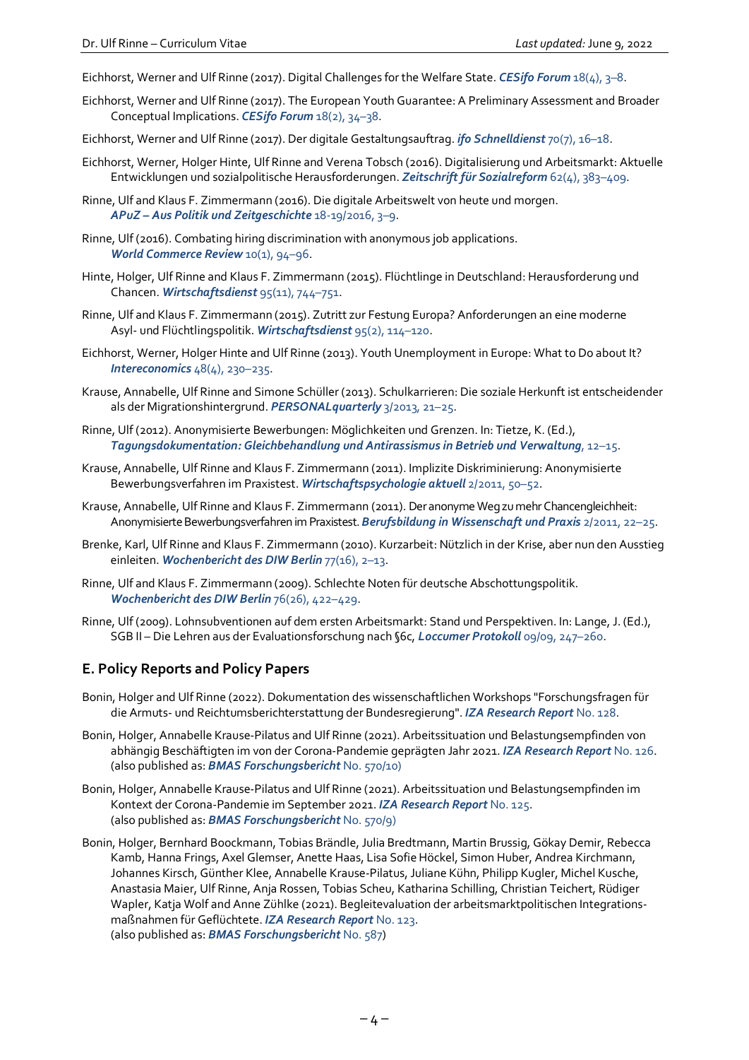Eichhorst, Werner and Ulf Rinne (2017). Digital Challenges for the Welfare State. ***CESifo Forum*** 18(4), 3–8.

Eichhorst, Werner and Ulf Rinne (2017). The European Youth Guarantee: A Preliminary Assessment and Broader Conceptual Implications. ***CESifo Forum*** 18(2), 34–38.

Eichhorst, Werner and Ulf Rinne (2017). Der digitale Gestaltungsauftrag. ***ifo Schnelldienst*** 70(7), 16–18.

Eichhorst, Werner, Holger Hinte, Ulf Rinne and Verena Tobsch (2016). Digitalisierung und Arbeitsmarkt: Aktuelle Entwicklungen und sozialpolitische Herausforderungen. ***Zeitschrift für Sozialreform*** 62(4), 383–409.

Rinne, Ulf and Klaus F. Zimmermann (2016). Die digitale Arbeitswelt von heute und morgen. ***APuZ – Aus Politik und Zeitgeschichte*** 18-19/2016, 3–9.

Rinne, Ulf (2016). Combating hiring discrimination with anonymous job applications. ***World Commerce Review*** 10(1), 94–96.

Hinte, Holger, Ulf Rinne and Klaus F. Zimmermann (2015). Flüchtlinge in Deutschland: Herausforderung und Chancen. ***Wirtschaftsdienst*** 95(11), 744–751.

Rinne, Ulf and Klaus F. Zimmermann (2015). Zutritt zur Festung Europa? Anforderungen an eine moderne Asyl- und Flüchtlingspolitik. ***Wirtschaftsdienst*** 95(2), 114–120.

Eichhorst, Werner, Holger Hinte and Ulf Rinne (2013). Youth Unemployment in Europe: What to Do about It? ***Intereconomics*** 48(4), 230–235.

Krause, Annabelle, Ulf Rinne and Simone Schüller (2013). Schulkarrieren: Die soziale Herkunft ist entscheidender als der Migrationshintergrund. ***PERSONALquarterly*** 3/2013, 21–25.

Rinne, Ulf (2012). Anonymisierte Bewerbungen: Möglichkeiten und Grenzen. In: Tietze, K. (Ed.), ***Tagungsdokumentation: Gleichbehandlung und Antirassismus in Betrieb und Verwaltung***, 12–15.

Krause, Annabelle, Ulf Rinne and Klaus F. Zimmermann (2011). Implizite Diskriminierung: Anonymisierte Bewerbungsverfahren im Praxistest. ***Wirtschaftspsychologie aktuell*** 2/2011, 50–52.

Krause, Annabelle, Ulf Rinne and Klaus F. Zimmermann (2011). Der anonyme Weg zu mehr Chancengleichheit: Anonymisierte Bewerbungsverfahren im Praxistest. ***Berufsbildung in Wissenschaft und Praxis*** 2/2011, 22–25.

Brenke, Karl, Ulf Rinne and Klaus F. Zimmermann (2010). Kurzarbeit: Nützlich in der Krise, aber nun den Ausstieg einleiten. ***Wochenbericht des DIW Berlin*** 77(16), 2–13.

Rinne, Ulf and Klaus F. Zimmermann (2009). Schlechte Noten für deutsche Abschottungspolitik. ***Wochenbericht des DIW Berlin*** 76(26), 422–429.

Rinne, Ulf (2009). Lohnsubventionen auf dem ersten Arbeitsmarkt: Stand und Perspektiven. In: Lange, J. (Ed.), SGB II – Die Lehren aus der Evaluationsforschung nach §6c, ***Loccumer Protokoll*** 09/09, 247–260.

## E. Policy Reports and Policy Papers

Bonin, Holger and Ulf Rinne (2022). Dokumentation des wissenschaftlichen Workshops "Forschungsfragen für die Armuts- und Reichtumsberichterstattung der Bundesregierung". ***IZA Research Report*** No. 128.

Bonin, Holger, Annabelle Krause-Pilatus and Ulf Rinne (2021). Arbeitssituation und Belastungsempfinden von abhängig Beschäftigten im von der Corona-Pandemie geprägten Jahr 2021. ***IZA Research Report*** No. 126. (also published as: ***BMAS Forschungsbericht*** No. 570/10)

Bonin, Holger, Annabelle Krause-Pilatus and Ulf Rinne (2021). Arbeitssituation und Belastungsempfinden im Kontext der Corona-Pandemie im September 2021. ***IZA Research Report*** No. 125. (also published as: ***BMAS Forschungsbericht*** No. 570/9)

Bonin, Holger, Bernhard Boockmann, Tobias Brändle, Julia Bredtmann, Martin Brussig, Gökay Demir, Rebecca Kamb, Hanna Frings, Axel Glemser, Anette Haas, Lisa Sofie Höckel, Simon Huber, Andrea Kirchmann, Johannes Kirsch, Günther Klee, Annabelle Krause-Pilatus, Juliane Kühn, Philipp Kugler, Michel Kusche, Anastasia Maier, Ulf Rinne, Anja Rossen, Tobias Scheu, Katharina Schilling, Christian Teichert, Rüdiger Wapler, Katja Wolf and Anne Zühlke (2021). Begleitevaluation der arbeitsmarktpolitischen Integrationsmaßnahmen für Geflüchtete. ***IZA Research Report*** No. 123. (also published as: ***BMAS Forschungsbericht*** No. 587)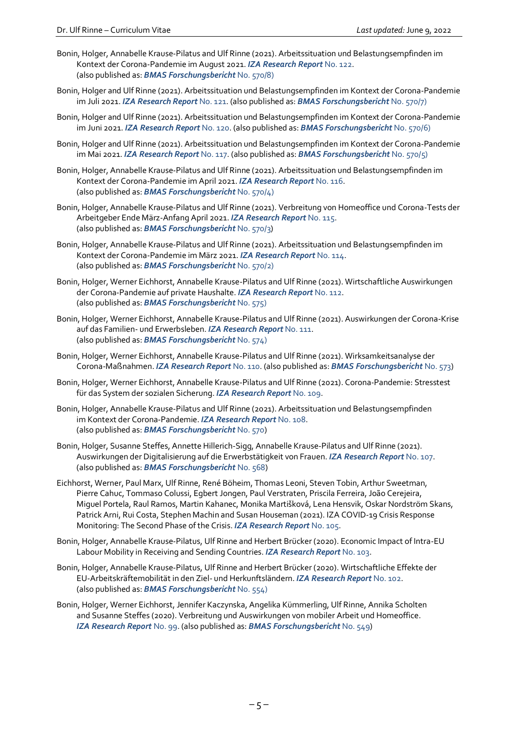Bonin, Holger, Annabelle Krause-Pilatus and Ulf Rinne (2021). Arbeitssituation und Belastungsempfinden im Kontext der Corona-Pandemie im August 2021. ***IZA Research Report*** No. 122. (also published as: ***BMAS Forschungsbericht*** No. 570/8)

Bonin, Holger and Ulf Rinne (2021). Arbeitssituation und Belastungsempfinden im Kontext der Corona-Pandemie im Juli 2021. ***IZA Research Report*** No. 121. (also published as: ***BMAS Forschungsbericht*** No. 570/7)

Bonin, Holger and Ulf Rinne (2021). Arbeitssituation und Belastungsempfinden im Kontext der Corona-Pandemie im Juni 2021. ***IZA Research Report*** No. 120. (also published as: ***BMAS Forschungsbericht*** No. 570/6)

Bonin, Holger and Ulf Rinne (2021). Arbeitssituation und Belastungsempfinden im Kontext der Corona-Pandemie im Mai 2021. ***IZA Research Report*** No. 117. (also published as: ***BMAS Forschungsbericht*** No. 570/5)

Bonin, Holger, Annabelle Krause-Pilatus and Ulf Rinne (2021). Arbeitssituation und Belastungsempfinden im Kontext der Corona-Pandemie im April 2021. ***IZA Research Report*** No. 116. (also published as: ***BMAS Forschungsbericht*** No. 570/4)

Bonin, Holger, Annabelle Krause-Pilatus and Ulf Rinne (2021). Verbreitung von Homeoffice und Corona-Tests der Arbeitgeber Ende März-Anfang April 2021. ***IZA Research Report*** No. 115. (also published as: ***BMAS Forschungsbericht*** No. 570/3)

Bonin, Holger, Annabelle Krause-Pilatus and Ulf Rinne (2021). Arbeitssituation und Belastungsempfinden im Kontext der Corona-Pandemie im März 2021. ***IZA Research Report*** No. 114. (also published as: ***BMAS Forschungsbericht*** No. 570/2)

Bonin, Holger, Werner Eichhorst, Annabelle Krause-Pilatus and Ulf Rinne (2021). Wirtschaftliche Auswirkungen der Corona-Pandemie auf private Haushalte. ***IZA Research Report*** No. 112. (also published as: ***BMAS Forschungsbericht*** No. 575)

Bonin, Holger, Werner Eichhorst, Annabelle Krause-Pilatus and Ulf Rinne (2021). Auswirkungen der Corona-Krise auf das Familien- und Erwerbsleben. ***IZA Research Report*** No. 111. (also published as: ***BMAS Forschungsbericht*** No. 574)

Bonin, Holger, Werner Eichhorst, Annabelle Krause-Pilatus and Ulf Rinne (2021). Wirksamkeitsanalyse der Corona-Maßnahmen. ***IZA Research Report*** No. 110. (also published as: ***BMAS Forschungsbericht*** No. 573)

Bonin, Holger, Werner Eichhorst, Annabelle Krause-Pilatus and Ulf Rinne (2021). Corona-Pandemie: Stresstest für das System der sozialen Sicherung. ***IZA Research Report*** No. 109.

Bonin, Holger, Annabelle Krause-Pilatus and Ulf Rinne (2021). Arbeitssituation und Belastungsempfinden im Kontext der Corona-Pandemie. ***IZA Research Report*** No. 108. (also published as: ***BMAS Forschungsbericht*** No. 570)

Bonin, Holger, Susanne Steffes, Annette Hillerich-Sigg, Annabelle Krause-Pilatus and Ulf Rinne (2021). Auswirkungen der Digitalisierung auf die Erwerbstätigkeit von Frauen. ***IZA Research Report*** No. 107. (also published as: ***BMAS Forschungsbericht*** No. 568)

Eichhorst, Werner, Paul Marx, Ulf Rinne, René Böheim, Thomas Leoni, Steven Tobin, Arthur Sweetman, Pierre Cahuc, Tommaso Colussi, Egbert Jongen, Paul Verstraten, Priscila Ferreira, João Cerejeira, Miguel Portela, Raul Ramos, Martin Kahanec, Monika Martišková, Lena Hensvik, Oskar Nordström Skans, Patrick Arni, Rui Costa, Stephen Machin and Susan Houseman (2021). IZA COVID-19 Crisis Response Monitoring: The Second Phase of the Crisis. ***IZA Research Report*** No. 105.

Bonin, Holger, Annabelle Krause-Pilatus, Ulf Rinne and Herbert Brücker (2020). Economic Impact of Intra-EU Labour Mobility in Receiving and Sending Countries. ***IZA Research Report*** No. 103.

Bonin, Holger, Annabelle Krause-Pilatus, Ulf Rinne and Herbert Brücker (2020). Wirtschaftliche Effekte der EU-Arbeitskräftemobilität in den Ziel- und Herkunftsländern. ***IZA Research Report*** No. 102. (also published as: ***BMAS Forschungsbericht*** No. 554)

Bonin, Holger, Werner Eichhorst, Jennifer Kaczynska, Angelika Kümmerling, Ulf Rinne, Annika Scholten and Susanne Steffes (2020). Verbreitung und Auswirkungen von mobiler Arbeit und Homeoffice. ***IZA Research Report*** No. 99. (also published as: ***BMAS Forschungsbericht*** No. 549)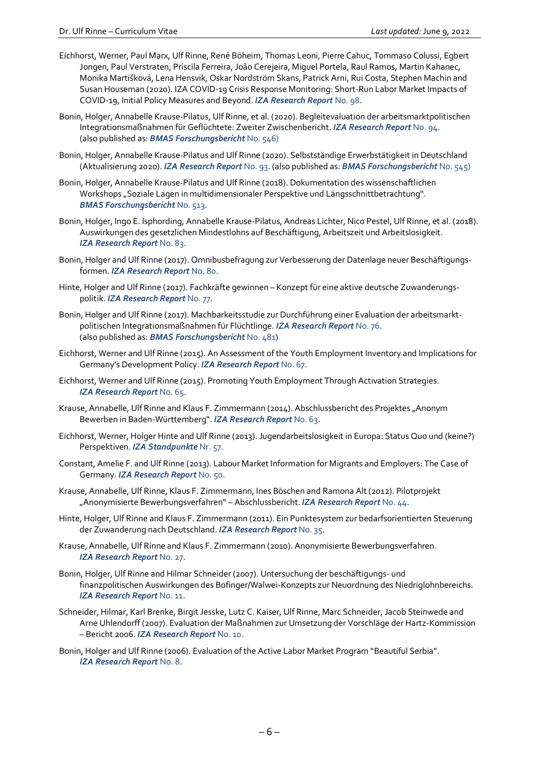Eichhorst, Werner, Paul Marx, Ulf Rinne, René Böheim, Thomas Leoni, Pierre Cahuc, Tommaso Colussi, Egbert Jongen, Paul Verstraten, Priscila Ferreira, João Cerejeira, Miguel Portela, Raul Ramos, Martin Kahanec, Monika Martišková, Lena Hensvik, Oskar Nordström Skans, Patrick Arni, Rui Costa, Stephen Machin and Susan Houseman (2020). IZA COVID-19 Crisis Response Monitoring: Short-Run Labor Market Impacts of COVID-19, Initial Policy Measures and Beyond. ***IZA Research Report*** No. 98.

Bonin, Holger, Annabelle Krause-Pilatus, Ulf Rinne, et al. (2020). Begleitevaluation der arbeitsmarktpolitischen Integrationsmaßnahmen für Geflüchtete: Zweiter Zwischenbericht. ***IZA Research Report*** No. 94. (also published as: ***BMAS Forschungsbericht*** No. 546)

Bonin, Holger, Annabelle Krause-Pilatus and Ulf Rinne (2020). Selbstständige Erwerbstätigkeit in Deutschland (Aktualisierung 2020). ***IZA Research Report*** No. 93. (also published as: ***BMAS Forschungsbericht*** No. 545)

Bonin, Holger, Annabelle Krause-Pilatus and Ulf Rinne (2018). Dokumentation des wissenschaftlichen Workshops „Soziale Lagen in multidimensionaler Perspektive und Längsschnittbetrachtung". ***BMAS Forschungsbericht*** No. 513.

Bonin, Holger, Ingo E. Isphording, Annabelle Krause-Pilatus, Andreas Lichter, Nico Pestel, Ulf Rinne, et al. (2018). Auswirkungen des gesetzlichen Mindestlohns auf Beschäftigung, Arbeitszeit und Arbeitslosigkeit. ***IZA Research Report*** No. 83.

Bonin, Holger and Ulf Rinne (2017). Omnibusbefragung zur Verbesserung der Datenlage neuer Beschäftigungsformen. ***IZA Research Report*** No. 80.

Hinte, Holger and Ulf Rinne (2017). Fachkräfte gewinnen – Konzept für eine aktive deutsche Zuwanderungspolitik. ***IZA Research Report*** No. 77.

Bonin, Holger and Ulf Rinne (2017). Machbarkeitsstudie zur Durchführung einer Evaluation der arbeitsmarktpolitischen Integrationsmaßnahmen für Flüchtlinge. ***IZA Research Report*** No. 76. (also published as: ***BMAS Forschungsbericht*** No. 481)

Eichhorst, Werner and Ulf Rinne (2015). An Assessment of the Youth Employment Inventory and Implications for Germany's Development Policy. ***IZA Research Report*** No. 67.

Eichhorst, Werner and Ulf Rinne (2015). Promoting Youth Employment Through Activation Strategies. ***IZA Research Report*** No. 65.

Krause, Annabelle, Ulf Rinne and Klaus F. Zimmermann (2014). Abschlussbericht des Projektes „Anonym Bewerben in Baden-Württemberg". ***IZA Research Report*** No. 63.

Eichhorst, Werner, Holger Hinte and Ulf Rinne (2013). Jugendarbeitslosigkeit in Europa: Status Quo und (keine?) Perspektiven. ***IZA Standpunkte*** Nr. 57.

Constant, Amelie F. and Ulf Rinne (2013). Labour Market Information for Migrants and Employers: The Case of Germany. ***IZA Research Report*** No. 50.

Krause, Annabelle, Ulf Rinne, Klaus F. Zimmermann, Ines Böschen and Ramona Alt (2012). Pilotprojekt „Anonymisierte Bewerbungsverfahren" – Abschlussbericht. ***IZA Research Report*** No. 44.

Hinte, Holger, Ulf Rinne and Klaus F. Zimmermann (2011). Ein Punktesystem zur bedarfsorientierten Steuerung der Zuwanderung nach Deutschland. ***IZA Research Report*** No. 35.

Krause, Annabelle, Ulf Rinne and Klaus F. Zimmermann (2010). Anonymisierte Bewerbungsverfahren. ***IZA Research Report*** No. 27.

Bonin, Holger, Ulf Rinne and Hilmar Schneider (2007). Untersuchung der beschäftigungs- und finanzpolitischen Auswirkungen des Bofinger/Walwei-Konzepts zur Neuordnung des Niedriglohnbereichs. ***IZA Research Report*** No. 11.

Schneider, Hilmar, Karl Brenke, Birgit Jesske, Lutz C. Kaiser, Ulf Rinne, Marc Schneider, Jacob Steinwede and Arne Uhlendorff (2007). Evaluation der Maßnahmen zur Umsetzung der Vorschläge der Hartz-Kommission – Bericht 2006. ***IZA Research Report*** No. 10.

Bonin, Holger and Ulf Rinne (2006). Evaluation of the Active Labor Market Program "Beautiful Serbia". ***IZA Research Report*** No. 8.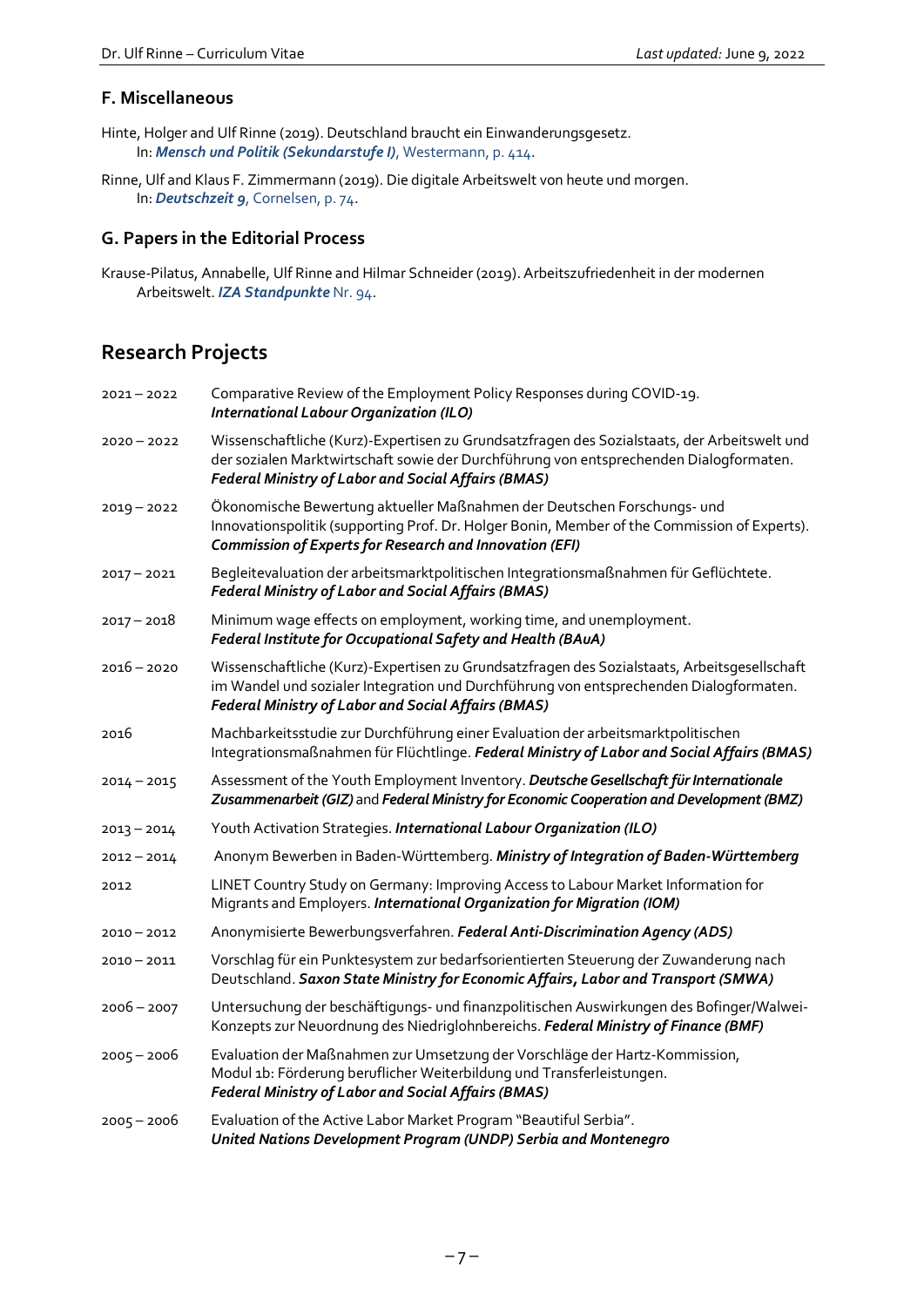### F. Miscellaneous

Hinte, Holger and Ulf Rinne (2019). Deutschland braucht ein Einwanderungsgesetz.
In: ***Mensch und Politik (Sekundarstufe I)***, Westermann, p. 414.

Rinne, Ulf and Klaus F. Zimmermann (2019). Die digitale Arbeitswelt von heute und morgen.
In: ***Deutschzeit 9***, Cornelsen, p. 74.

### G. Papers in the Editorial Process

Krause-Pilatus, Annabelle, Ulf Rinne and Hilmar Schneider (2019). Arbeitszufriedenheit in der modernen Arbeitswelt. ***IZA Standpunkte*** Nr. 94.

## Research Projects

| | |
|---|---|
| 2021 – 2022 | Comparative Review of the Employment Policy Responses during COVID-19. ***International Labour Organization (ILO)*** |
| 2020 – 2022 | Wissenschaftliche (Kurz)-Expertisen zu Grundsatzfragen des Sozialstaats, der Arbeitswelt und der sozialen Marktwirtschaft sowie der Durchführung von entsprechenden Dialogformaten. ***Federal Ministry of Labor and Social Affairs (BMAS)*** |
| 2019 – 2022 | Ökonomische Bewertung aktueller Maßnahmen der Deutschen Forschungs- und Innovationspolitik (supporting Prof. Dr. Holger Bonin, Member of the Commission of Experts). ***Commission of Experts for Research and Innovation (EFI)*** |
| 2017 – 2021 | Begleitevaluation der arbeitsmarktpolitischen Integrationsmaßnahmen für Geflüchtete. ***Federal Ministry of Labor and Social Affairs (BMAS)*** |
| 2017 – 2018 | Minimum wage effects on employment, working time, and unemployment. ***Federal Institute for Occupational Safety and Health (BAuA)*** |
| 2016 – 2020 | Wissenschaftliche (Kurz)-Expertisen zu Grundsatzfragen des Sozialstaats, Arbeitsgesellschaft im Wandel und sozialer Integration und Durchführung von entsprechenden Dialogformaten. ***Federal Ministry of Labor and Social Affairs (BMAS)*** |
| 2016 | Machbarkeitsstudie zur Durchführung einer Evaluation der arbeitsmarktpolitischen Integrationsmaßnahmen für Flüchtlinge. ***Federal Ministry of Labor and Social Affairs (BMAS)*** |
| 2014 – 2015 | Assessment of the Youth Employment Inventory. ***Deutsche Gesellschaft für Internationale Zusammenarbeit (GIZ)*** and ***Federal Ministry for Economic Cooperation and Development (BMZ)*** |
| 2013 – 2014 | Youth Activation Strategies. ***International Labour Organization (ILO)*** |
| 2012 – 2014 | Anonym Bewerben in Baden-Württemberg. ***Ministry of Integration of Baden-Württemberg*** |
| 2012 | LINET Country Study on Germany: Improving Access to Labour Market Information for Migrants and Employers. ***International Organization for Migration (IOM)*** |
| 2010 – 2012 | Anonymisierte Bewerbungsverfahren. ***Federal Anti-Discrimination Agency (ADS)*** |
| 2010 – 2011 | Vorschlag für ein Punktesystem zur bedarfsorientierten Steuerung der Zuwanderung nach Deutschland. ***Saxon State Ministry for Economic Affairs, Labor and Transport (SMWA)*** |
| 2006 – 2007 | Untersuchung der beschäftigungs- und finanzpolitischen Auswirkungen des Bofinger/Walwei-Konzepts zur Neuordnung des Niedriglohnbereichs. ***Federal Ministry of Finance (BMF)*** |
| 2005 – 2006 | Evaluation der Maßnahmen zur Umsetzung der Vorschläge der Hartz-Kommission, Modul 1b: Förderung beruflicher Weiterbildung und Transferleistungen. ***Federal Ministry of Labor and Social Affairs (BMAS)*** |
| 2005 – 2006 | Evaluation of the Active Labor Market Program "Beautiful Serbia". ***United Nations Development Program (UNDP) Serbia and Montenegro*** |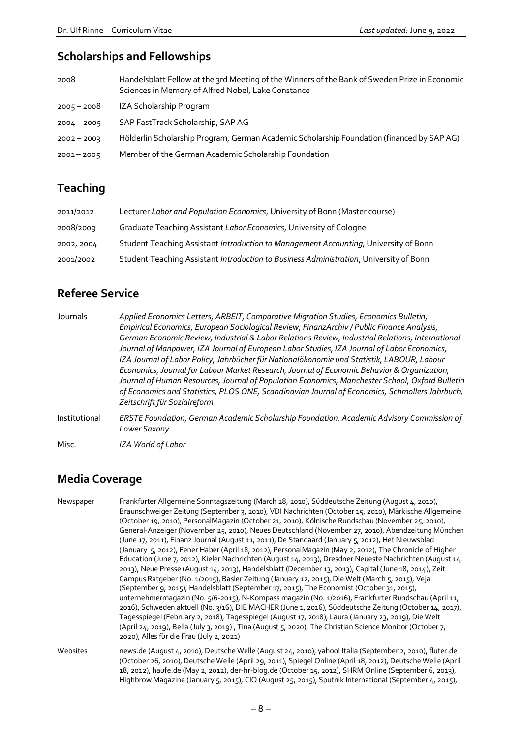## Scholarships and Fellowships

| | |
|---|---|
| 2008 | Handelsblatt Fellow at the 3rd Meeting of the Winners of the Bank of Sweden Prize in Economic Sciences in Memory of Alfred Nobel, Lake Constance |
| 2005 – 2008 | IZA Scholarship Program |
| 2004 – 2005 | SAP FastTrack Scholarship, SAP AG |
| 2002 – 2003 | Hölderlin Scholarship Program, German Academic Scholarship Foundation (financed by SAP AG) |
| 2001 – 2005 | Member of the German Academic Scholarship Foundation |

## Teaching

| | |
|---|---|
| 2011/2012 | Lecturer *Labor and Population Economics*, University of Bonn (Master course) |
| 2008/2009 | Graduate Teaching Assistant *Labor Economics*, University of Cologne |
| 2002, 2004 | Student Teaching Assistant *Introduction to Management Accounting*, University of Bonn |
| 2001/2002 | Student Teaching Assistant *Introduction to Business Administration*, University of Bonn |

## Referee Service

| | |
|---|---|
| Journals | *Applied Economics Letters, ARBEIT, Comparative Migration Studies, Economics Bulletin, Empirical Economics, European Sociological Review, FinanzArchiv / Public Finance Analysis, German Economic Review, Industrial & Labor Relations Review, Industrial Relations, International Journal of Manpower, IZA Journal of European Labor Studies, IZA Journal of Labor Economics, IZA Journal of Labor Policy, Jahrbücher für Nationalökonomie und Statistik, LABOUR, Labour Economics, Journal for Labour Market Research, Journal of Economic Behavior & Organization, Journal of Human Resources, Journal of Population Economics, Manchester School, Oxford Bulletin of Economics and Statistics, PLOS ONE, Scandinavian Journal of Economics, Schmollers Jahrbuch, Zeitschrift für Sozialreform* |
| Institutional | *ERSTE Foundation, German Academic Scholarship Foundation, Academic Advisory Commission of Lower Saxony* |
| Misc. | *IZA World of Labor* |

## Media Coverage

| | |
|---|---|
| Newspaper | Frankfurter Allgemeine Sonntagszeitung (March 28, 2010), Süddeutsche Zeitung (August 4, 2010), Braunschweiger Zeitung (September 3, 2010), VDI Nachrichten (October 15, 2010), Märkische Allgemeine (October 19, 2010), PersonalMagazin (October 21, 2010), Kölnische Rundschau (November 25, 2010), General-Anzeiger (November 25, 2010), Neues Deutschland (November 27, 2010), Abendzeitung München (June 17, 2011), Finanz Journal (August 11, 2011), De Standaard (January 5, 2012), Het Nieuwsblad (January 5, 2012), Fener Haber (April 18, 2012), PersonalMagazin (May 2, 2012), The Chronicle of Higher Education (June 7, 2012), Kieler Nachrichten (August 14, 2013), Dresdner Neueste Nachrichten (August 14, 2013), Neue Presse (August 14, 2013), Handelsblatt (December 13, 2013), Capital (June 18, 2014), Zeit Campus Ratgeber (No. 1/2015), Basler Zeitung (January 12, 2015), Die Welt (March 5, 2015), Veja (September 9, 2015), Handelsblatt (September 17, 2015), The Economist (October 31, 2015), unternehmermagazin (No. 5/6-2015), N-Kompass magazin (No. 1/2016), Frankfurter Rundschau (April 11, 2016), Schweden aktuell (No. 3/16), DIE MACHER (June 1, 2016), Süddeutsche Zeitung (October 14, 2017), Tagesspiegel (February 2, 2018), Tagesspiegel (August 17, 2018), Laura (January 23, 2019), Die Welt (April 24, 2019), Bella (July 3, 2019) , Tina (August 5, 2020), The Christian Science Monitor (October 7, 2020), Alles für die Frau (July 2, 2021) |
| Websites | news.de (August 4, 2010), Deutsche Welle (August 24, 2010), yahoo! Italia (September 2, 2010), fluter.de (October 26, 2010), Deutsche Welle (April 29, 2011), Spiegel Online (April 18, 2012), Deutsche Welle (April 18, 2012), haufe.de (May 2, 2012), der-hr-blog.de (October 15, 2012), SHRM Online (September 6, 2013), Highbrow Magazine (January 5, 2015), CIO (August 25, 2015), Sputnik International (September 4, 2015), |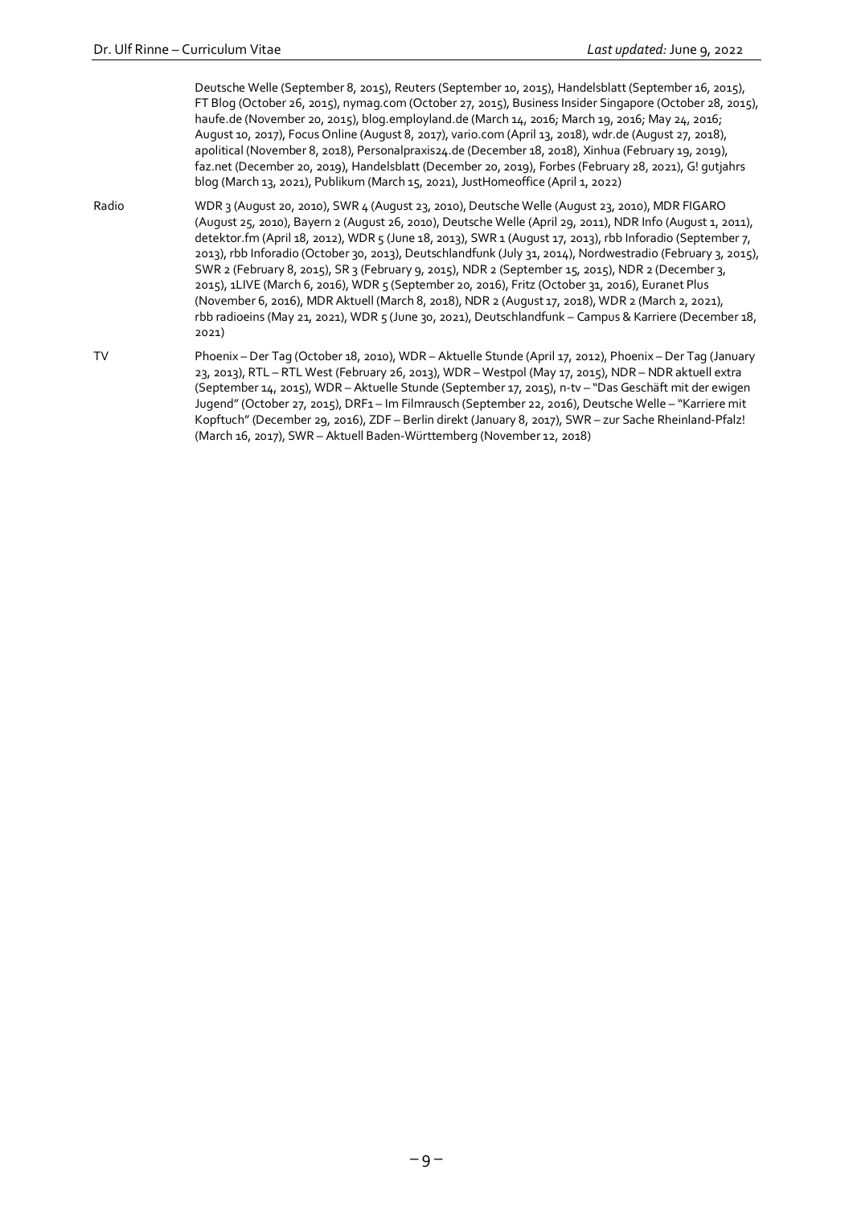| | |
|---|---|
| | Deutsche Welle (September 8, 2015), Reuters (September 10, 2015), Handelsblatt (September 16, 2015), FT Blog (October 26, 2015), nymag.com (October 27, 2015), Business Insider Singapore (October 28, 2015), haufe.de (November 20, 2015), blog.employland.de (March 14, 2016; March 19, 2016; May 24, 2016; August 10, 2017), Focus Online (August 8, 2017), vario.com (April 13, 2018), wdr.de (August 27, 2018), apolitical (November 8, 2018), Personalpraxis24.de (December 18, 2018), Xinhua (February 19, 2019), faz.net (December 20, 2019), Handelsblatt (December 20, 2019), Forbes (February 28, 2021), G! gutjahrs blog (March 13, 2021), Publikum (March 15, 2021), JustHomeoffice (April 1, 2022) |
| Radio | WDR 3 (August 20, 2010), SWR 4 (August 23, 2010), Deutsche Welle (August 23, 2010), MDR FIGARO (August 25, 2010), Bayern 2 (August 26, 2010), Deutsche Welle (April 29, 2011), NDR Info (August 1, 2011), detektor.fm (April 18, 2012), WDR 5 (June 18, 2013), SWR 1 (August 17, 2013), rbb Inforadio (September 7, 2013), rbb Inforadio (October 30, 2013), Deutschlandfunk (July 31, 2014), Nordwestradio (February 3, 2015), SWR 2 (February 8, 2015), SR 3 (February 9, 2015), NDR 2 (September 15, 2015), NDR 2 (December 3, 2015), 1LIVE (March 6, 2016), WDR 5 (September 20, 2016), Fritz (October 31, 2016), Euranet Plus (November 6, 2016), MDR Aktuell (March 8, 2018), NDR 2 (August 17, 2018), WDR 2 (March 2, 2021), rbb radioeins (May 21, 2021), WDR 5 (June 30, 2021), Deutschlandfunk – Campus & Karriere (December 18, 2021) |
| TV | Phoenix – Der Tag (October 18, 2010), WDR – Aktuelle Stunde (April 17, 2012), Phoenix – Der Tag (January 23, 2013), RTL – RTL West (February 26, 2013), WDR – Westpol (May 17, 2015), NDR – NDR aktuell extra (September 14, 2015), WDR – Aktuelle Stunde (September 17, 2015), n-tv – "Das Geschäft mit der ewigen Jugend" (October 27, 2015), DRF1 – Im Filmrausch (September 22, 2016), Deutsche Welle – "Karriere mit Kopftuch" (December 29, 2016), ZDF – Berlin direkt (January 8, 2017), SWR – zur Sache Rheinland-Pfalz! (March 16, 2017), SWR – Aktuell Baden-Württemberg (November 12, 2018) |